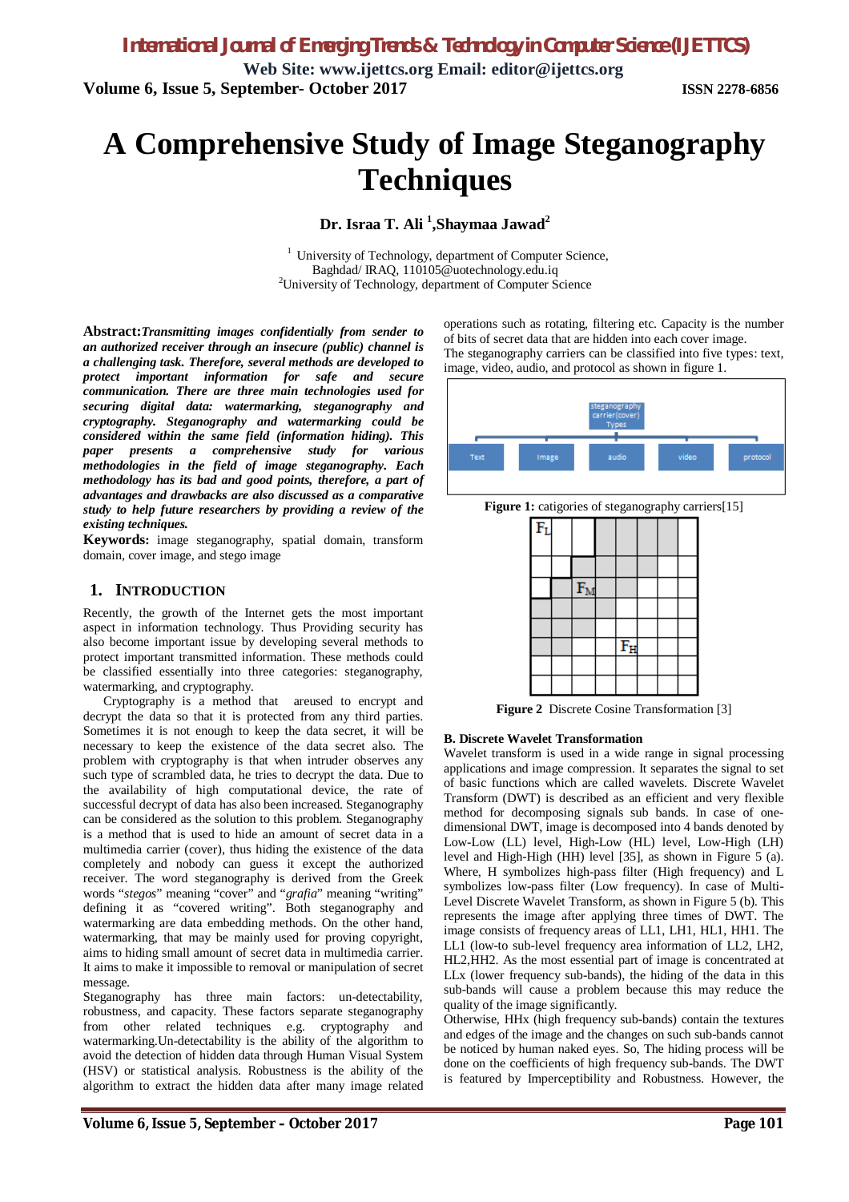# A Comprehensive Study of Image Steganography Techniques

**Dr. Israa T. Ali [1],Shaymaa Jawad[2]**

[1] University of Technology, department of Computer Science, Baghdad/ IRAQ, 110105@uotechnology.edu.iq

[2]University of Technology, department of Computer Science

**Abstract:** ***Transmitting images confidentially from sender to an authorized receiver through an insecure (public) channel is a challenging task. Therefore, several methods are developed to protect important information for safe and secure communication. There are three main technologies used for securing digital data: watermarking, steganography and cryptography. Steganography and watermarking could be considered within the same field (information hiding). This paper presents a comprehensive study for various methodologies in the field of image steganography. Each methodology has its bad and good points, therefore, a part of advantages and drawbacks are also discussed as a comparative study to help future researchers by providing a review of the existing techniques.***

**Keywords:** image steganography, spatial domain, transform domain, cover image, and stego image

## 1. INTRODUCTION

Recently, the growth of the Internet gets the most important aspect in information technology. Thus Providing security has also become important issue by developing several methods to protect important transmitted information. These methods could be classified essentially into three categories: steganography, watermarking, and cryptography.

Cryptography is a method that areused to encrypt and decrypt the data so that it is protected from any third parties. Sometimes it is not enough to keep the data secret, it will be necessary to keep the existence of the data secret also. The problem with cryptography is that when intruder observes any such type of scrambled data, he tries to decrypt the data. Due to the availability of high computational device, the rate of successful decrypt of data has also been increased. Steganography can be considered as the solution to this problem. Steganography is a method that is used to hide an amount of secret data in a multimedia carrier (cover), thus hiding the existence of the data completely and nobody can guess it except the authorized receiver. The word steganography is derived from the Greek words "*stegos*" meaning "cover" and "*grafia*" meaning "writing" defining it as "covered writing". Both steganography and watermarking are data embedding methods. On the other hand, watermarking, that may be mainly used for proving copyright, aims to hiding small amount of secret data in multimedia carrier. It aims to make it impossible to removal or manipulation of secret message.

Steganography has three main factors: un-detectability, robustness, and capacity. These factors separate steganography from other related techniques e.g. cryptography and watermarking.Un-detectability is the ability of the algorithm to avoid the detection of hidden data through Human Visual System (HSV) or statistical analysis. Robustness is the ability of the algorithm to extract the hidden data after many image related operations such as rotating, filtering etc. Capacity is the number of bits of secret data that are hidden into each cover image.

The steganography carriers can be classified into five types: text, image, video, audio, and protocol as shown in figure 1.

| steganography carrier(cover) Types | | | | |
|---|---|---|---|---|
| Text | image | audio | video | protocol |

**Figure 1:** catigories of steganography carriers[15]

| $F_L$ | | | | | | | |
|---|---|---|---|---|---|---|---|
| | | | | | | | |
| | | $F_M$ | | | | | |
| | | | | | | | |
| | | | | | | | |
| | | | | | $F_H$ | | |
| | | | | | | | |
| | | | | | | | |

**Figure 2** Discrete Cosine Transformation [3]

**B. Discrete Wavelet Transformation**

Wavelet transform is used in a wide range in signal processing applications and image compression. It separates the signal to set of basic functions which are called wavelets. Discrete Wavelet Transform (DWT) is described as an efficient and very flexible method for decomposing signals sub bands. In case of one-dimensional DWT, image is decomposed into 4 bands denoted by Low-Low (LL) level, High-Low (HL) level, Low-High (LH) level and High-High (HH) level [35], as shown in Figure 5 (a). Where, H symbolizes high-pass filter (High frequency) and L symbolizes low-pass filter (Low frequency). In case of Multi-Level Discrete Wavelet Transform, as shown in Figure 5 (b). This represents the image after applying three times of DWT. The image consists of frequency areas of LL1, LH1, HL1, HH1. The LL1 (low-to sub-level frequency area information of LL2, LH2, HL2,HH2. As the most essential part of image is concentrated at LLx (lower frequency sub-bands), the hiding of the data in this sub-bands will cause a problem because this may reduce the quality of the image significantly.

Otherwise, HHx (high frequency sub-bands) contain the textures and edges of the image and the changes on such sub-bands cannot be noticed by human naked eyes. So, The hiding process will be done on the coefficients of high frequency sub-bands. The DWT is featured by Imperceptibility and Robustness. However, the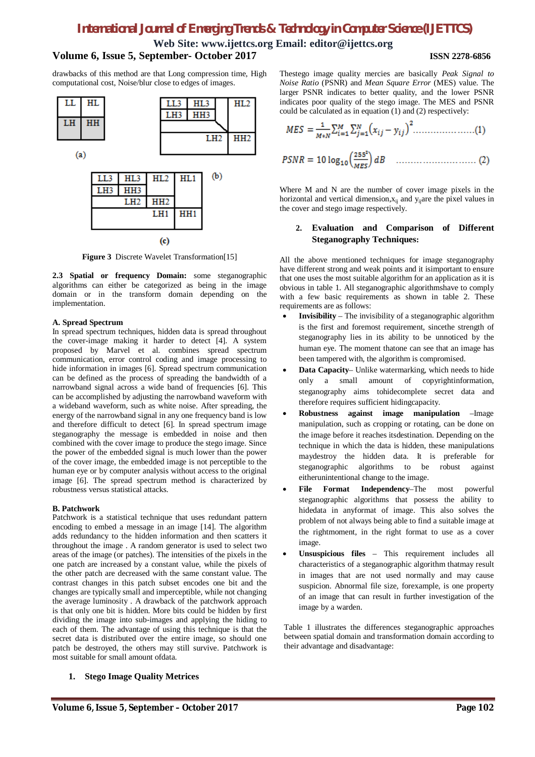drawbacks of this method are that Long compression time, High computational cost, Noise/blur close to edges of images.

| LL | HL |
|---|---|
| LH | HH |

(a)

| LL3 | HL3 | HL2 |
|---|---|---|
| LH3 | HH3 | |
| | LH2 | HH2 |

(b)

| LL3 | HL3 | HL2 | HL1 |
|---|---|---|---|
| LH3 | HH3 | | |
| | LH2 | HH2 | |
| | | LH1 | HH1 |

(c)

**Figure 3** Discrete Wavelet Transformation[15]

**2.3 Spatial or frequency Domain:** some steganographic algorithms can either be categorized as being in the image domain or in the transform domain depending on the implementation.

**A. Spread Spectrum**

In spread spectrum techniques, hidden data is spread throughout the cover-image making it harder to detect [4]. A system proposed by Marvel et al. combines spread spectrum communication, error control coding and image processing to hide information in images [6]. Spread spectrum communication can be defined as the process of spreading the bandwidth of a narrowband signal across a wide band of frequencies [6]. This can be accomplished by adjusting the narrowband waveform with a wideband waveform, such as white noise. After spreading, the energy of the narrowband signal in any one frequency band is low and therefore difficult to detect [6]. In spread spectrum image steganography the message is embedded in noise and then combined with the cover image to produce the stego image. Since the power of the embedded signal is much lower than the power of the cover image, the embedded image is not perceptible to the human eye or by computer analysis without access to the original image [6]. The spread spectrum method is characterized by robustness versus statistical attacks.

**B. Patchwork**

Patchwork is a statistical technique that uses redundant pattern encoding to embed a message in an image [14]. The algorithm adds redundancy to the hidden information and then scatters it throughout the image . A random generator is used to select two areas of the image (or patches). The intensities of the pixels in the one patch are increased by a constant value, while the pixels of the other patch are decreased with the same constant value. The contrast changes in this patch subset encodes one bit and the changes are typically small and imperceptible, while not changing the average luminosity . A drawback of the patchwork approach is that only one bit is hidden. More bits could be hidden by first dividing the image into sub-images and applying the hiding to each of them. The advantage of using this technique is that the secret data is distributed over the entire image, so should one patch be destroyed, the others may still survive. Patchwork is most suitable for small amount ofdata.

## 1. Stego Image Quality Metrices

Thestego image quality mercies are basically *Peak Signal to Noise Ratio* (PSNR) and *Mean Square Error* (MES) value. The larger PSNR indicates to better quality, and the lower PSNR indicates poor quality of the stego image. The MES and PSNR could be calculated as in equation (1) and (2) respectively:

$$MES = \frac{1}{M*N}\sum_{i=1}^{M}\sum_{j=1}^{N}\left(x_{ij} - y_{ij}\right)^2 \quad \text{.....................(1)}$$

$$PSNR = 10\log_{10}\left(\frac{255^2}{MES}\right) dB \quad \text{......................... (2)}$$

Where M and N are the number of cover image pixels in the horizontal and vertical dimension,$x_{ij}$ and $y_{ij}$are the pixel values in the cover and stego image respectively.

## 2. Evaluation and Comparison of Different Steganography Techniques:

All the above mentioned techniques for image steganography have different strong and weak points and it isimportant to ensure that one uses the most suitable algorithm for an application as it is obvious in table 1. All steganographic algorithmshave to comply with a few basic requirements as shown in table 2. These requirements are as follows:

- **Invisibility** – The invisibility of a steganographic algorithm is the first and foremost requirement, sincethe strength of steganography lies in its ability to be unnoticed by the human eye. The moment thatone can see that an image has been tampered with, the algorithm is compromised.
- **Data Capacity**– Unlike watermarking, which needs to hide only a small amount of copyrightinformation, steganography aims tohidecomplete secret data and therefore requires sufficient hidingcapacity.
- **Robustness against image manipulation** –Image manipulation, such as cropping or rotating, can be done on the image before it reaches itsdestination. Depending on the technique in which the data is hidden, these manipulations maydestroy the hidden data. It is preferable for steganographic algorithms to be robust against eitherunintentional change to the image.
- **File Format Independency**–The most powerful steganographic algorithms that possess the ability to hidedata in anyformat of image. This also solves the problem of not always being able to find a suitable image at the rightmoment, in the right format to use as a cover image.
- **Unsuspicious files** – This requirement includes all characteristics of a steganographic algorithm thatmay result in images that are not used normally and may cause suspicion. Abnormal file size, forexample, is one property of an image that can result in further investigation of the image by a warden.

Table 1 illustrates the differences steganographic approaches between spatial domain and transformation domain according to their advantage and disadvantage: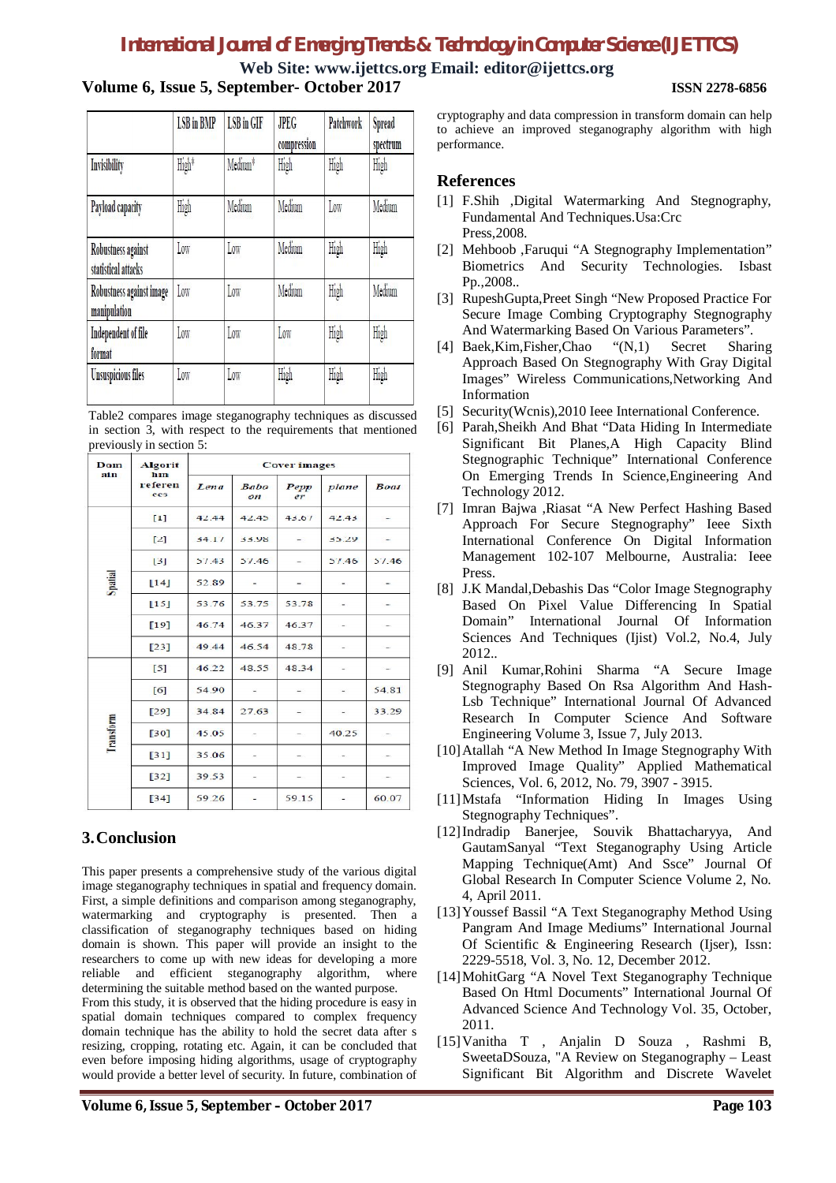| | LSB in BMP | LSB in GIF | JPEG compression | Patchwork | Spread spectrum |
|---|---|---|---|---|---|
| Invisibility | High* | Medium* | High | High | High |
| Payload capacity | High | Medium | Medium | Low | Medium |
| Robustness against statistical attacks | Low | Low | Medium | High | High |
| Robustness against image manipulation | Low | Low | Medium | High | Medium |
| Independent of file format | Low | Low | Low | High | High |
| Unsuspicious files | Low | Low | High | High | High |

Table2 compares image steganography techniques as discussed in section 3, with respect to the requirements that mentioned previously in section 5:

| Domain | Algorithm references | Cover images | | | | |
|---|---|---|---|---|---|---|
| | | *Lena* | *Baboon* | *Pepper* | *plane* | *Boat* |
| Spatial | [1] | 42.44 | 42.45 | 43.67 | 42.43 | - |
| | [2] | 34.17 | 33.98 | - | 33.29 | - |
| | [3] | 57.43 | 57.46 | - | 57.46 | 57.46 |
| | [14] | 52.89 | - | - | - | - |
| | [15] | 53.76 | 53.75 | 53.78 | - | - |
| | [19] | 46.74 | 46.37 | 46.37 | - | - |
| | [23] | 49.44 | 46.54 | 48.78 | - | - |
| Transform | [5] | 46.22 | 48.55 | 48.34 | - | - |
| | [6] | 54.90 | - | - | - | 54.81 |
| | [29] | 34.84 | 27.63 | - | - | 33.29 |
| | [30] | 45.05 | - | - | 40.25 | - |
| | [31] | 35.06 | - | - | - | - |
| | [32] | 39.53 | - | - | - | - |
| | [34] | 59.26 | - | 59.15 | - | 60.07 |

## 3. Conclusion

This paper presents a comprehensive study of the various digital image steganography techniques in spatial and frequency domain. First, a simple definitions and comparison among steganography, watermarking and cryptography is presented. Then a classification of steganography techniques based on hiding domain is shown. This paper will provide an insight to the researchers to come up with new ideas for developing a more reliable and efficient steganography algorithm, where determining the suitable method based on the wanted purpose.
From this study, it is observed that the hiding procedure is easy in spatial domain techniques compared to complex frequency domain technique has the ability to hold the secret data after s resizing, cropping, rotating etc. Again, it can be concluded that even before imposing hiding algorithms, usage of cryptography would provide a better level of security. In future, combination of cryptography and data compression in transform domain can help to achieve an improved steganography algorithm with high performance.

## References

[1] F.Shih ,Digital Watermarking And Stegnography, Fundamental And Techniques.Usa:Crc Press,2008.

[2] Mehboob ,Faruqui "A Stegnography Implementation" Biometrics And Security Technologies. Isbast Pp.,2008..

[3] RupeshGupta,Preet Singh "New Proposed Practice For Secure Image Combing Cryptography Stegnography And Watermarking Based On Various Parameters".

[4] Baek,Kim,Fisher,Chao "(N,1) Secret Sharing Approach Based On Stegnography With Gray Digital Images" Wireless Communications,Networking And Information

[5] Security(Wcnis),2010 Ieee International Conference.

[6] Parah,Sheikh And Bhat "Data Hiding In Intermediate Significant Bit Planes,A High Capacity Blind Stegnographic Technique" International Conference On Emerging Trends In Science,Engineering And Technology 2012.

[7] Imran Bajwa ,Riasat "A New Perfect Hashing Based Approach For Secure Stegnography" Ieee Sixth International Conference On Digital Information Management 102-107 Melbourne, Australia: Ieee Press.

[8] J.K Mandal,Debashis Das "Color Image Stegnography Based On Pixel Value Differencing In Spatial Domain" International Journal Of Information Sciences And Techniques (Ijist) Vol.2, No.4, July 2012..

[9] Anil Kumar,Rohini Sharma "A Secure Image Stegnography Based On Rsa Algorithm And Hash-Lsb Technique" International Journal Of Advanced Research In Computer Science And Software Engineering Volume 3, Issue 7, July 2013.

[10] Atallah "A New Method In Image Stegnography With Improved Image Quality" Applied Mathematical Sciences, Vol. 6, 2012, No. 79, 3907 - 3915.

[11] Mstafa "Information Hiding In Images Using Stegnography Techniques".

[12] Indradip Banerjee, Souvik Bhattacharyya, And GautamSanyal "Text Steganography Using Article Mapping Technique(Amt) And Ssce" Journal Of Global Research In Computer Science Volume 2, No. 4, April 2011.

[13] Youssef Bassil "A Text Steganography Method Using Pangram And Image Mediums" International Journal Of Scientific & Engineering Research (Ijser), Issn: 2229-5518, Vol. 3, No. 12, December 2012.

[14] MohitGarg "A Novel Text Steganography Technique Based On Html Documents" International Journal Of Advanced Science And Technology Vol. 35, October, 2011.

[15] Vanitha T , Anjalin D Souza , Rashmi B, SweetaDSouza, "A Review on Steganography – Least Significant Bit Algorithm and Discrete Wavelet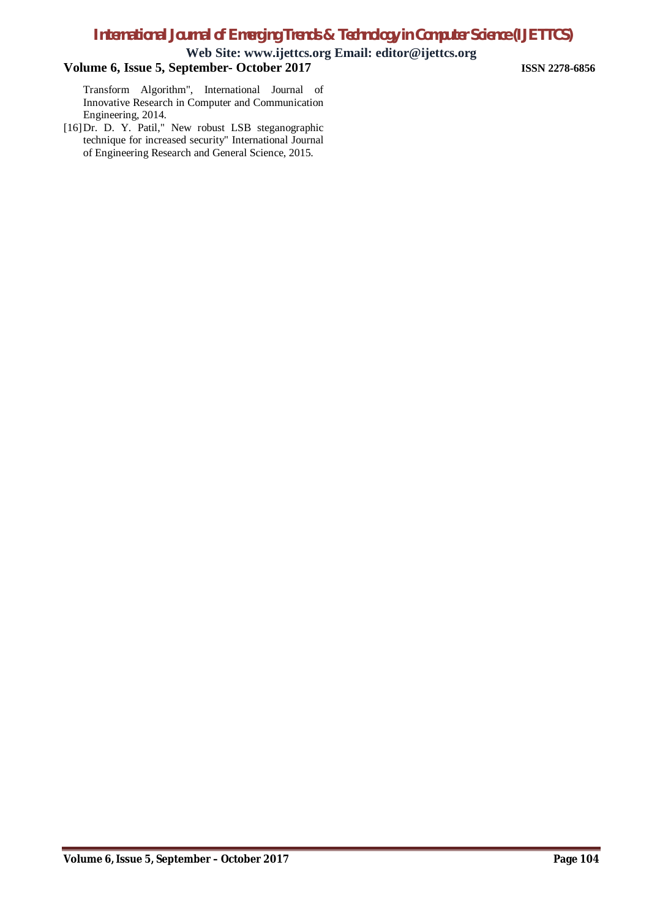Transform Algorithm", International Journal of Innovative Research in Computer and Communication Engineering, 2014.

[16] Dr. D. Y. Patil," New robust LSB steganographic technique for increased security" International Journal of Engineering Research and General Science, 2015.